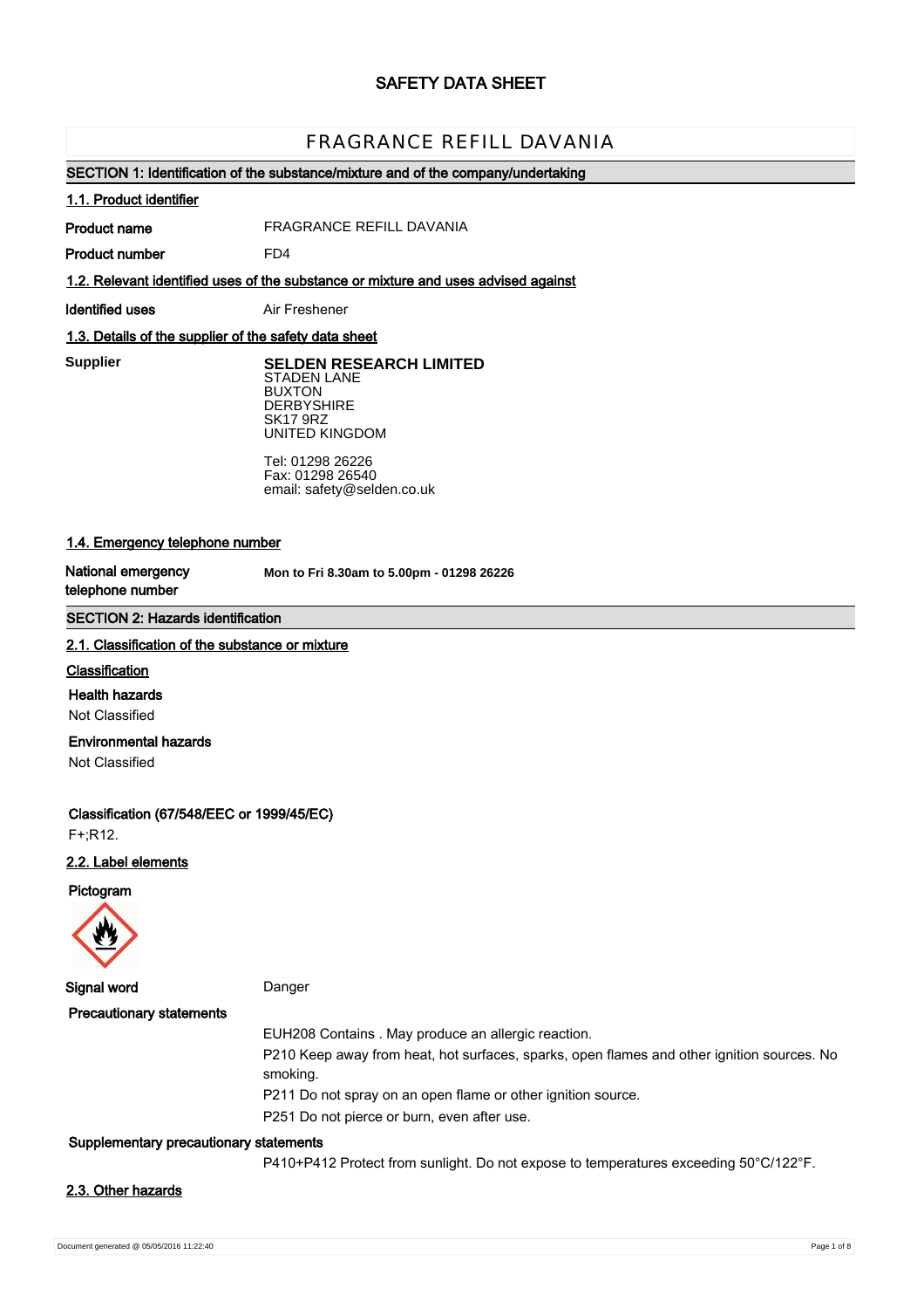# SAFETY DATA SHEET

## FRAGRANCE REFILL DAVANIA

### SECTION 1: Identification of the substance/mixture and of the company/undertaking

#### 1.1. Product identifier

**Product name** FRAGRANCE REFILL DAVANIA

**Product number** FD4

#### 1.2. Relevant identified uses of the substance or mixture and uses advised against

**Identified uses** Air Freshener

#### 1.3. Details of the supplier of the safety data sheet

**Supplier**

**SELDEN RESEARCH LIMITED**
STADEN LANE
BUXTON
DERBYSHIRE
SK17 9RZ
UNITED KINGDOM

Tel: 01298 26226
Fax: 01298 26540
email: safety@selden.co.uk

#### 1.4. Emergency telephone number

**National emergency telephone number** **Mon to Fri 8.30am to 5.00pm - 01298 26226**

### SECTION 2: Hazards identification

#### 2.1. Classification of the substance or mixture

**Classification**

**Health hazards**
Not Classified

**Environmental hazards**
Not Classified

**Classification (67/548/EEC or 1999/45/EC)**
F+;R12.

#### 2.2. Label elements

**Pictogram**

**Signal word** Danger

**Precautionary statements**

EUH208 Contains . May produce an allergic reaction.
P210 Keep away from heat, hot surfaces, sparks, open flames and other ignition sources. No smoking.
P211 Do not spray on an open flame or other ignition source.
P251 Do not pierce or burn, even after use.

**Supplementary precautionary statements**

P410+P412 Protect from sunlight. Do not expose to temperatures exceeding 50°C/122°F.

#### 2.3. Other hazards

Document generated @ 05/05/2016 11:22:40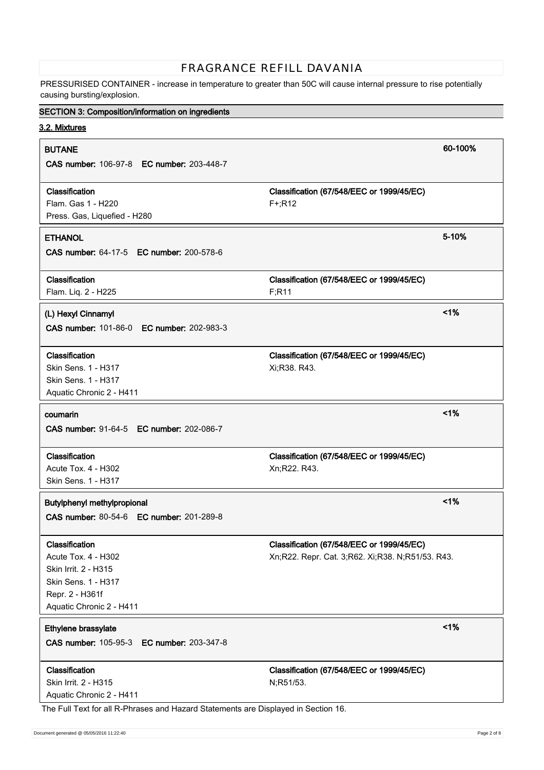PRESSURISED CONTAINER - increase in temperature to greater than 50C will cause internal pressure to rise potentially causing bursting/explosion.

## SECTION 3: Composition/information on ingredients

### 3.2. Mixtures

**BUTANE** — 60-100%

**CAS number:** 106-97-8 **EC number:** 203-448-7

| Classification | Classification (67/548/EEC or 1999/45/EC) |
| --- | --- |
| Flam. Gas 1 - H220<br>Press. Gas, Liquefied - H280 | F+;R12 |

**ETHANOL** — 5-10%

**CAS number:** 64-17-5 **EC number:** 200-578-6

| Classification | Classification (67/548/EEC or 1999/45/EC) |
| --- | --- |
| Flam. Liq. 2 - H225 | F;R11 |

**(L) Hexyl Cinnamyl** — <1%

**CAS number:** 101-86-0 **EC number:** 202-983-3

| Classification | Classification (67/548/EEC or 1999/45/EC) |
| --- | --- |
| Skin Sens. 1 - H317<br>Skin Sens. 1 - H317<br>Aquatic Chronic 2 - H411 | Xi;R38. R43. |

**coumarin** — <1%

**CAS number:** 91-64-5 **EC number:** 202-086-7

| Classification | Classification (67/548/EEC or 1999/45/EC) |
| --- | --- |
| Acute Tox. 4 - H302<br>Skin Sens. 1 - H317 | Xn;R22. R43. |

**Butylphenyl methylpropional** — <1%

**CAS number:** 80-54-6 **EC number:** 201-289-8

| Classification | Classification (67/548/EEC or 1999/45/EC) |
| --- | --- |
| Acute Tox. 4 - H302<br>Skin Irrit. 2 - H315<br>Skin Sens. 1 - H317<br>Repr. 2 - H361f<br>Aquatic Chronic 2 - H411 | Xn;R22. Repr. Cat. 3;R62. Xi;R38. N;R51/53. R43. |

**Ethylene brassylate** — <1%

**CAS number:** 105-95-3 **EC number:** 203-347-8

| Classification | Classification (67/548/EEC or 1999/45/EC) |
| --- | --- |
| Skin Irrit. 2 - H315<br>Aquatic Chronic 2 - H411 | N;R51/53. |

The Full Text for all R-Phrases and Hazard Statements are Displayed in Section 16.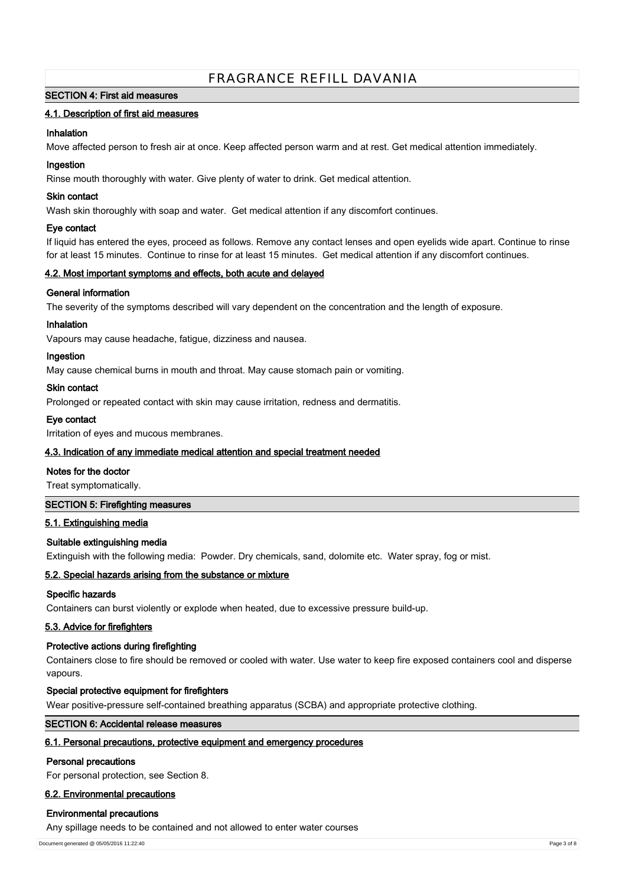# FRAGRANCE REFILL DAVANIA

## SECTION 4: First aid measures

### 4.1. Description of first aid measures

**Inhalation**

Move affected person to fresh air at once. Keep affected person warm and at rest. Get medical attention immediately.

**Ingestion**

Rinse mouth thoroughly with water. Give plenty of water to drink. Get medical attention.

**Skin contact**

Wash skin thoroughly with soap and water. Get medical attention if any discomfort continues.

**Eye contact**

If liquid has entered the eyes, proceed as follows. Remove any contact lenses and open eyelids wide apart. Continue to rinse for at least 15 minutes. Continue to rinse for at least 15 minutes. Get medical attention if any discomfort continues.

### 4.2. Most important symptoms and effects, both acute and delayed

**General information**

The severity of the symptoms described will vary dependent on the concentration and the length of exposure.

**Inhalation**

Vapours may cause headache, fatigue, dizziness and nausea.

**Ingestion**

May cause chemical burns in mouth and throat. May cause stomach pain or vomiting.

**Skin contact**

Prolonged or repeated contact with skin may cause irritation, redness and dermatitis.

**Eye contact**

Irritation of eyes and mucous membranes.

### 4.3. Indication of any immediate medical attention and special treatment needed

**Notes for the doctor**

Treat symptomatically.

## SECTION 5: Firefighting measures

### 5.1. Extinguishing media

**Suitable extinguishing media**

Extinguish with the following media: Powder. Dry chemicals, sand, dolomite etc. Water spray, fog or mist.

### 5.2. Special hazards arising from the substance or mixture

**Specific hazards**

Containers can burst violently or explode when heated, due to excessive pressure build-up.

### 5.3. Advice for firefighters

**Protective actions during firefighting**

Containers close to fire should be removed or cooled with water. Use water to keep fire exposed containers cool and disperse vapours.

**Special protective equipment for firefighters**

Wear positive-pressure self-contained breathing apparatus (SCBA) and appropriate protective clothing.

## SECTION 6: Accidental release measures

### 6.1. Personal precautions, protective equipment and emergency procedures

**Personal precautions**

For personal protection, see Section 8.

### 6.2. Environmental precautions

**Environmental precautions**

Any spillage needs to be contained and not allowed to enter water courses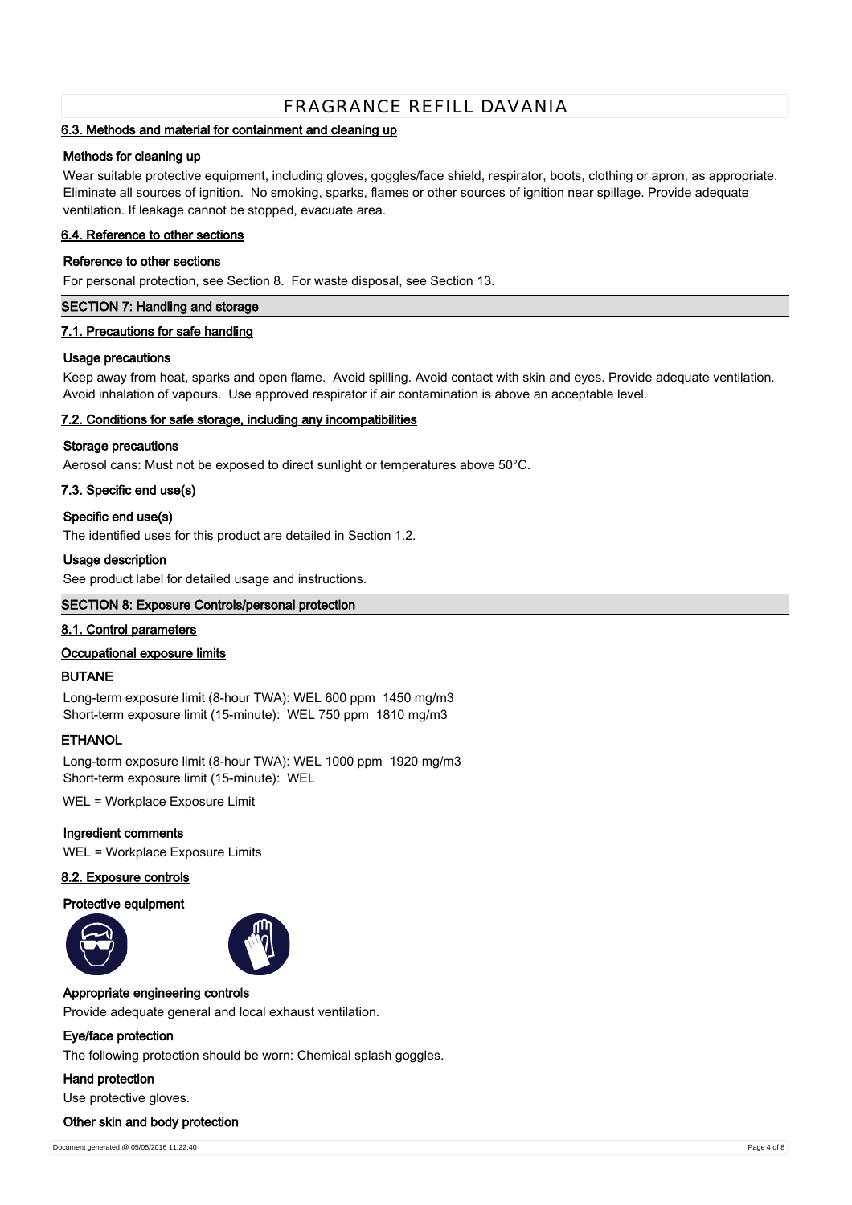### 6.3. Methods and material for containment and cleaning up

**Methods for cleaning up**

Wear suitable protective equipment, including gloves, goggles/face shield, respirator, boots, clothing or apron, as appropriate. Eliminate all sources of ignition. No smoking, sparks, flames or other sources of ignition near spillage. Provide adequate ventilation. If leakage cannot be stopped, evacuate area.

### 6.4. Reference to other sections

**Reference to other sections**

For personal protection, see Section 8. For waste disposal, see Section 13.

## SECTION 7: Handling and storage

### 7.1. Precautions for safe handling

**Usage precautions**

Keep away from heat, sparks and open flame. Avoid spilling. Avoid contact with skin and eyes. Provide adequate ventilation. Avoid inhalation of vapours. Use approved respirator if air contamination is above an acceptable level.

### 7.2. Conditions for safe storage, including any incompatibilities

**Storage precautions**

Aerosol cans: Must not be exposed to direct sunlight or temperatures above 50°C.

### 7.3. Specific end use(s)

**Specific end use(s)**

The identified uses for this product are detailed in Section 1.2.

**Usage description**

See product label for detailed usage and instructions.

## SECTION 8: Exposure Controls/personal protection

### 8.1. Control parameters

**Occupational exposure limits**

**BUTANE**

Long-term exposure limit (8-hour TWA): WEL 600 ppm 1450 mg/m3
Short-term exposure limit (15-minute): WEL 750 ppm 1810 mg/m3

**ETHANOL**

Long-term exposure limit (8-hour TWA): WEL 1000 ppm 1920 mg/m3
Short-term exposure limit (15-minute): WEL

WEL = Workplace Exposure Limit

**Ingredient comments**

WEL = Workplace Exposure Limits

### 8.2. Exposure controls

**Protective equipment**

**Appropriate engineering controls**

Provide adequate general and local exhaust ventilation.

**Eye/face protection**

The following protection should be worn: Chemical splash goggles.

**Hand protection**

Use protective gloves.

**Other skin and body protection**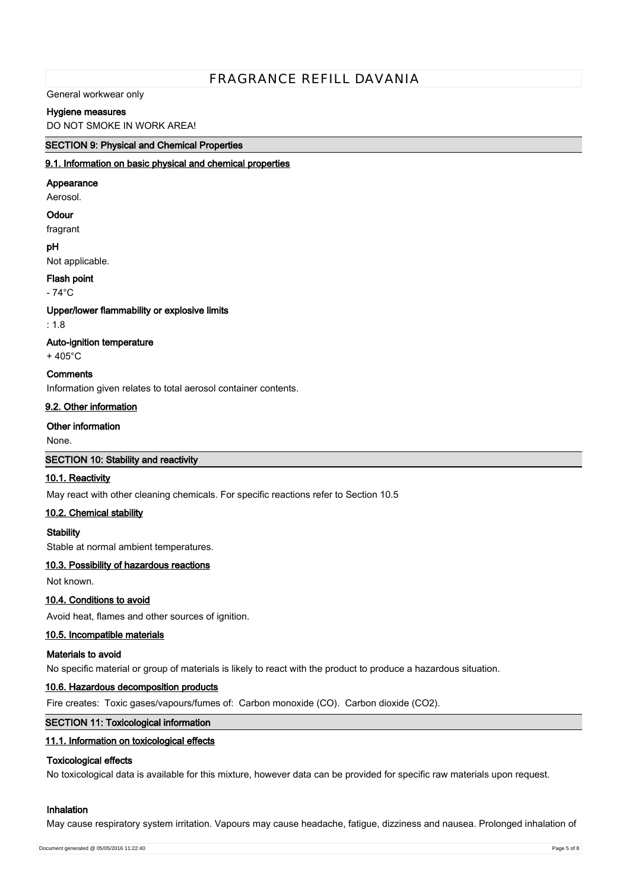General workwear only

**Hygiene measures**

DO NOT SMOKE IN WORK AREA!

## SECTION 9: Physical and Chemical Properties

### 9.1. Information on basic physical and chemical properties

**Appearance**

Aerosol.

**Odour**

fragrant

**pH**

Not applicable.

**Flash point**

- 74°C

**Upper/lower flammability or explosive limits**

: 1.8

**Auto-ignition temperature**

+ 405°C

**Comments**

Information given relates to total aerosol container contents.

### 9.2. Other information

**Other information**

None.

## SECTION 10: Stability and reactivity

### 10.1. Reactivity

May react with other cleaning chemicals. For specific reactions refer to Section 10.5

### 10.2. Chemical stability

**Stability**

Stable at normal ambient temperatures.

### 10.3. Possibility of hazardous reactions

Not known.

### 10.4. Conditions to avoid

Avoid heat, flames and other sources of ignition.

### 10.5. Incompatible materials

**Materials to avoid**

No specific material or group of materials is likely to react with the product to produce a hazardous situation.

### 10.6. Hazardous decomposition products

Fire creates: Toxic gases/vapours/fumes of: Carbon monoxide (CO). Carbon dioxide ($CO_2$).

## SECTION 11: Toxicological information

### 11.1. Information on toxicological effects

**Toxicological effects**

No toxicological data is available for this mixture, however data can be provided for specific raw materials upon request.

**Inhalation**

May cause respiratory system irritation. Vapours may cause headache, fatigue, dizziness and nausea. Prolonged inhalation of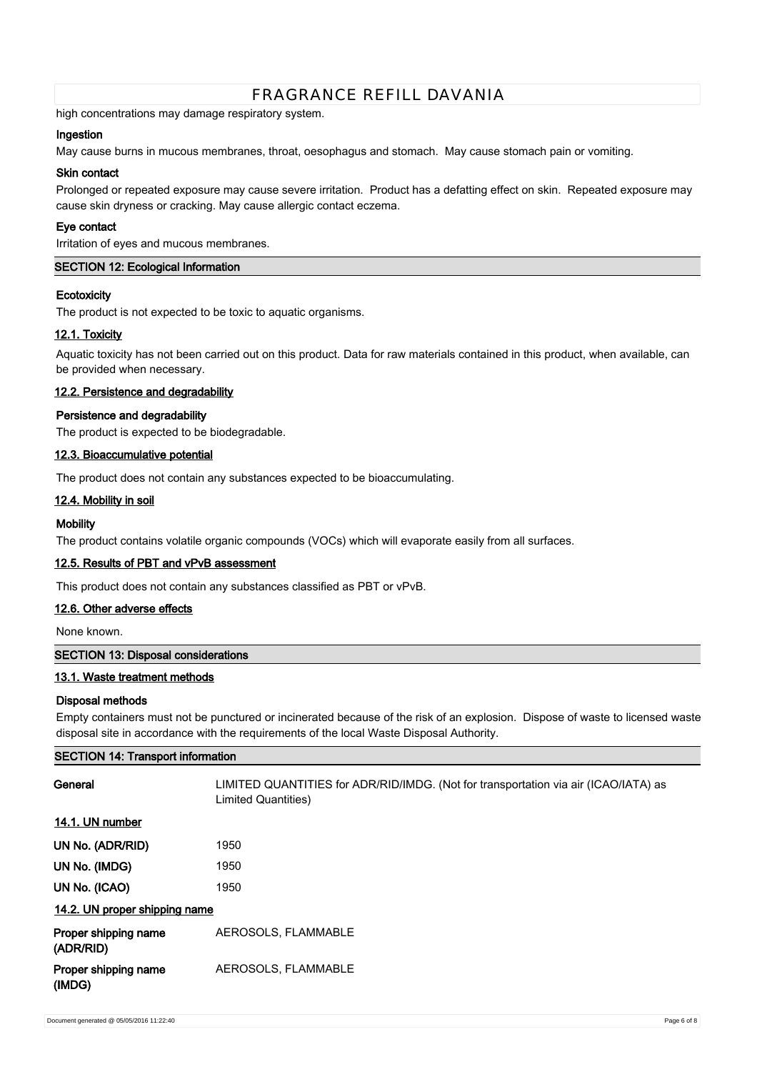high concentrations may damage respiratory system.

**Ingestion**

May cause burns in mucous membranes, throat, oesophagus and stomach. May cause stomach pain or vomiting.

**Skin contact**

Prolonged or repeated exposure may cause severe irritation. Product has a defatting effect on skin. Repeated exposure may cause skin dryness or cracking. May cause allergic contact eczema.

**Eye contact**

Irritation of eyes and mucous membranes.

## SECTION 12: Ecological Information

**Ecotoxicity**

The product is not expected to be toxic to aquatic organisms.

### 12.1. Toxicity

Aquatic toxicity has not been carried out on this product. Data for raw materials contained in this product, when available, can be provided when necessary.

### 12.2. Persistence and degradability

**Persistence and degradability**

The product is expected to be biodegradable.

### 12.3. Bioaccumulative potential

The product does not contain any substances expected to be bioaccumulating.

### 12.4. Mobility in soil

**Mobility**

The product contains volatile organic compounds (VOCs) which will evaporate easily from all surfaces.

### 12.5. Results of PBT and vPvB assessment

This product does not contain any substances classified as PBT or vPvB.

### 12.6. Other adverse effects

None known.

## SECTION 13: Disposal considerations

### 13.1. Waste treatment methods

**Disposal methods**

Empty containers must not be punctured or incinerated because of the risk of an explosion. Dispose of waste to licensed waste disposal site in accordance with the requirements of the local Waste Disposal Authority.

## SECTION 14: Transport information

**General** LIMITED QUANTITIES for ADR/RID/IMDG. (Not for transportation via air (ICAO/IATA) as Limited Quantities)

### 14.1. UN number

**UN No. (ADR/RID)** 1950

**UN No. (IMDG)** 1950

**UN No. (ICAO)** 1950

### 14.2. UN proper shipping name

**Proper shipping name (ADR/RID)** AEROSOLS, FLAMMABLE

**Proper shipping name (IMDG)** AEROSOLS, FLAMMABLE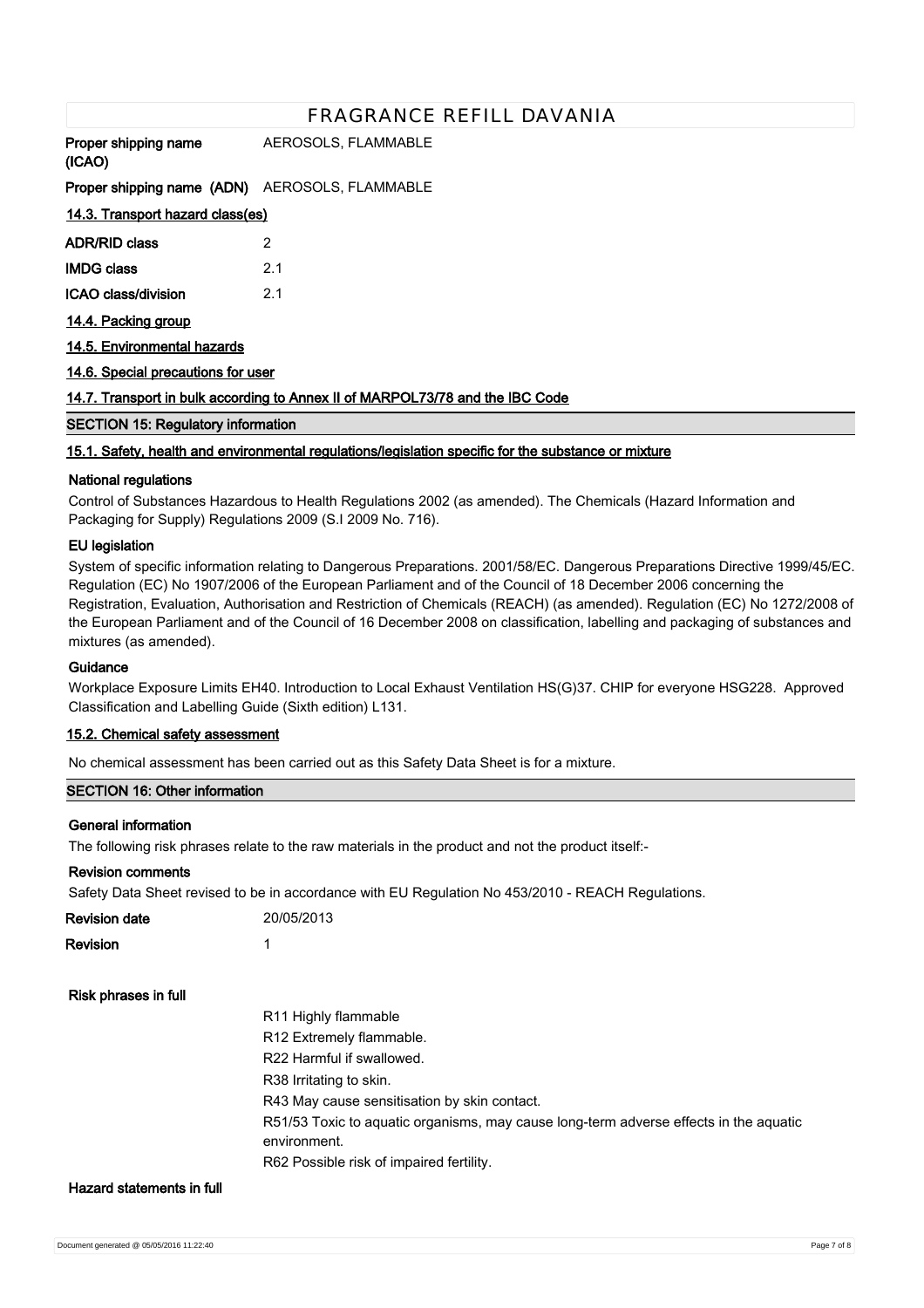| | |
|---|---|
| **Proper shipping name (ICAO)** | AEROSOLS, FLAMMABLE |
| **Proper shipping name (ADN)** | AEROSOLS, FLAMMABLE |

### 14.3. Transport hazard class(es)

| | |
|---|---|
| **ADR/RID class** | 2 |
| **IMDG class** | 2.1 |
| **ICAO class/division** | 2.1 |

### 14.4. Packing group

### 14.5. Environmental hazards

### 14.6. Special precautions for user

### 14.7. Transport in bulk according to Annex II of MARPOL73/78 and the IBC Code

## SECTION 15: Regulatory information

### 15.1. Safety, health and environmental regulations/legislation specific for the substance or mixture

**National regulations**

Control of Substances Hazardous to Health Regulations 2002 (as amended). The Chemicals (Hazard Information and Packaging for Supply) Regulations 2009 (S.I 2009 No. 716).

**EU legislation**

System of specific information relating to Dangerous Preparations. 2001/58/EC. Dangerous Preparations Directive 1999/45/EC. Regulation (EC) No 1907/2006 of the European Parliament and of the Council of 18 December 2006 concerning the Registration, Evaluation, Authorisation and Restriction of Chemicals (REACH) (as amended). Regulation (EC) No 1272/2008 of the European Parliament and of the Council of 16 December 2008 on classification, labelling and packaging of substances and mixtures (as amended).

**Guidance**

Workplace Exposure Limits EH40. Introduction to Local Exhaust Ventilation HS(G)37. CHIP for everyone HSG228. Approved Classification and Labelling Guide (Sixth edition) L131.

### 15.2. Chemical safety assessment

No chemical assessment has been carried out as this Safety Data Sheet is for a mixture.

## SECTION 16: Other information

**General information**

The following risk phrases relate to the raw materials in the product and not the product itself:-

**Revision comments**

Safety Data Sheet revised to be in accordance with EU Regulation No 453/2010 - REACH Regulations.

| | |
|---|---|
| **Revision date** | 20/05/2013 |
| **Revision** | 1 |

**Risk phrases in full**

- R11 Highly flammable
- R12 Extremely flammable.
- R22 Harmful if swallowed.
- R38 Irritating to skin.
- R43 May cause sensitisation by skin contact.
- R51/53 Toxic to aquatic organisms, may cause long-term adverse effects in the aquatic environment.
- R62 Possible risk of impaired fertility.

**Hazard statements in full**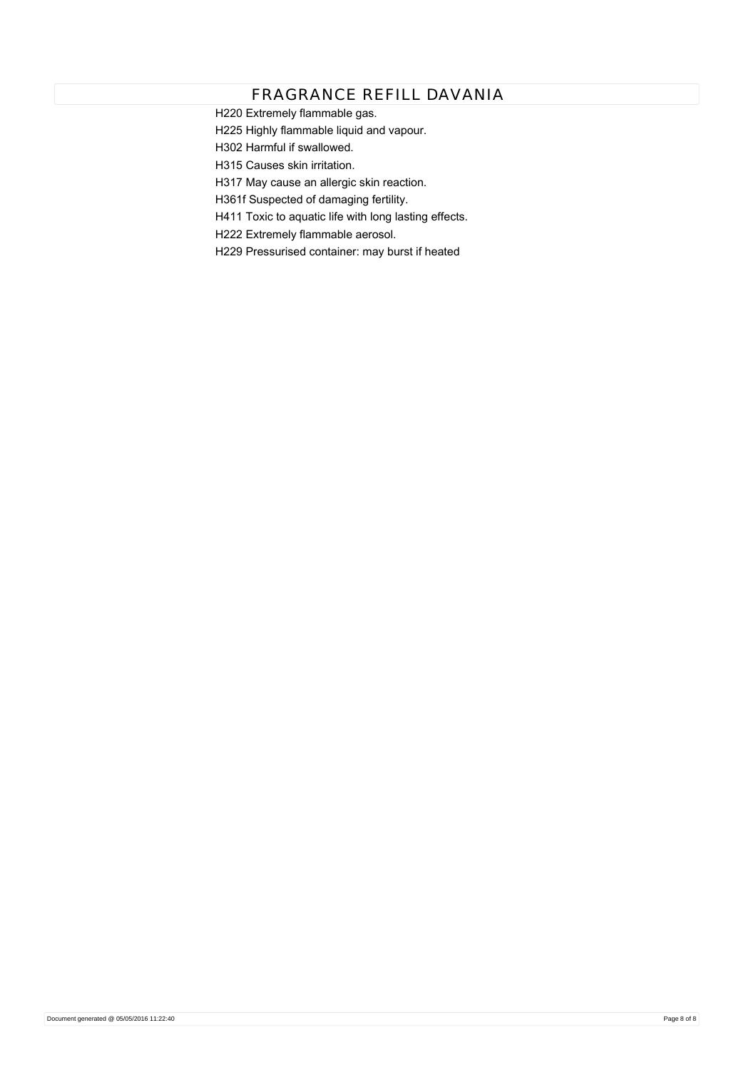H220 Extremely flammable gas.

H225 Highly flammable liquid and vapour.

H302 Harmful if swallowed.

H315 Causes skin irritation.

H317 May cause an allergic skin reaction.

H361f Suspected of damaging fertility.

H411 Toxic to aquatic life with long lasting effects.

H222 Extremely flammable aerosol.

H229 Pressurised container: may burst if heated